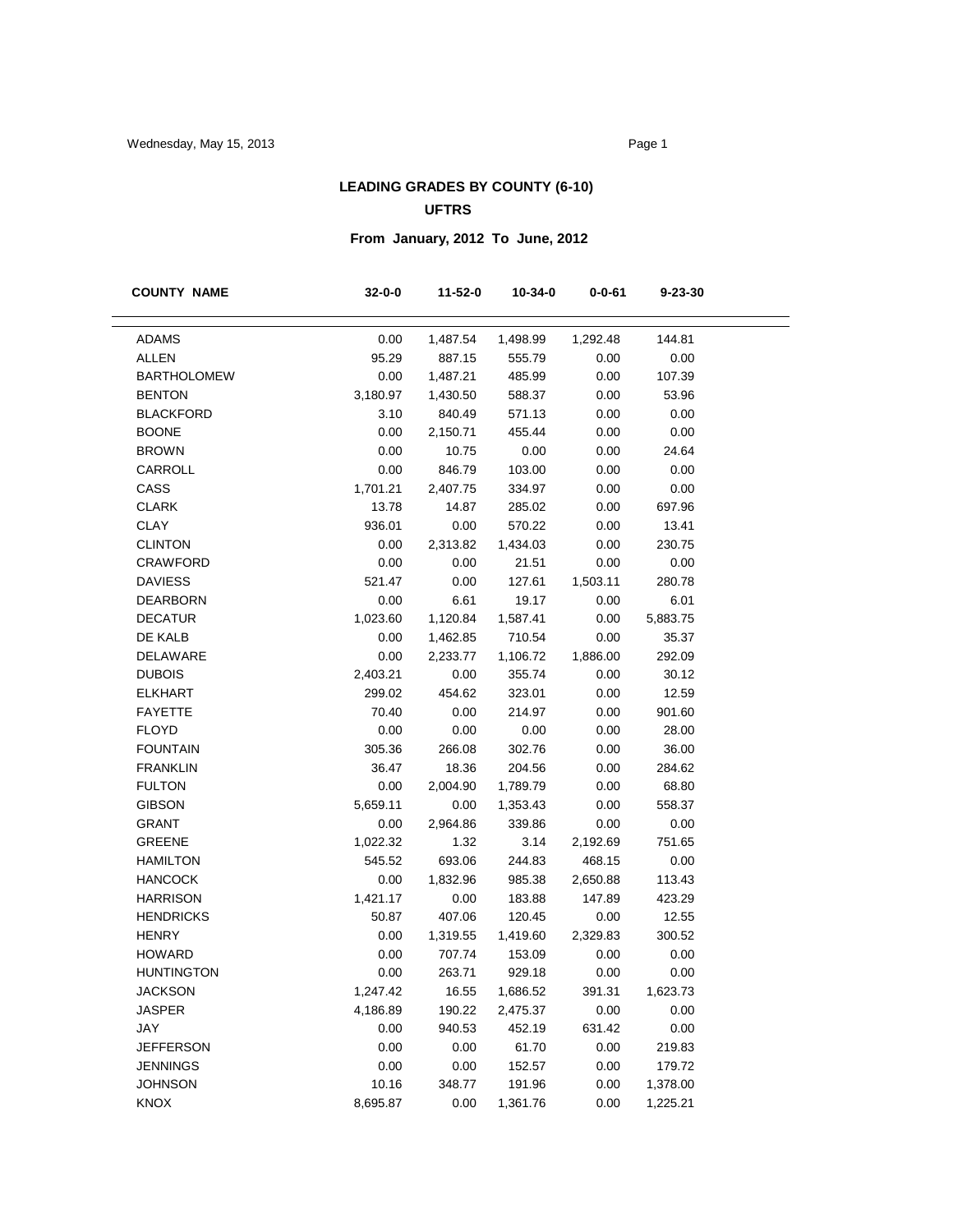# LEADING GRADES BY COUNTY (6-10)

## UFTRS

### From January, 2012 To June, 2012

| COUNTY NAME | 32-0-0 | 11-52-0 | 10-34-0 | 0-0-61 | 9-23-30 |
|---|---|---|---|---|---|
| ADAMS | 0.00 | 1,487.54 | 1,498.99 | 1,292.48 | 144.81 |
| ALLEN | 95.29 | 887.15 | 555.79 | 0.00 | 0.00 |
| BARTHOLOMEW | 0.00 | 1,487.21 | 485.99 | 0.00 | 107.39 |
| BENTON | 3,180.97 | 1,430.50 | 588.37 | 0.00 | 53.96 |
| BLACKFORD | 3.10 | 840.49 | 571.13 | 0.00 | 0.00 |
| BOONE | 0.00 | 2,150.71 | 455.44 | 0.00 | 0.00 |
| BROWN | 0.00 | 10.75 | 0.00 | 0.00 | 24.64 |
| CARROLL | 0.00 | 846.79 | 103.00 | 0.00 | 0.00 |
| CASS | 1,701.21 | 2,407.75 | 334.97 | 0.00 | 0.00 |
| CLARK | 13.78 | 14.87 | 285.02 | 0.00 | 697.96 |
| CLAY | 936.01 | 0.00 | 570.22 | 0.00 | 13.41 |
| CLINTON | 0.00 | 2,313.82 | 1,434.03 | 0.00 | 230.75 |
| CRAWFORD | 0.00 | 0.00 | 21.51 | 0.00 | 0.00 |
| DAVIESS | 521.47 | 0.00 | 127.61 | 1,503.11 | 280.78 |
| DEARBORN | 0.00 | 6.61 | 19.17 | 0.00 | 6.01 |
| DECATUR | 1,023.60 | 1,120.84 | 1,587.41 | 0.00 | 5,883.75 |
| DE KALB | 0.00 | 1,462.85 | 710.54 | 0.00 | 35.37 |
| DELAWARE | 0.00 | 2,233.77 | 1,106.72 | 1,886.00 | 292.09 |
| DUBOIS | 2,403.21 | 0.00 | 355.74 | 0.00 | 30.12 |
| ELKHART | 299.02 | 454.62 | 323.01 | 0.00 | 12.59 |
| FAYETTE | 70.40 | 0.00 | 214.97 | 0.00 | 901.60 |
| FLOYD | 0.00 | 0.00 | 0.00 | 0.00 | 28.00 |
| FOUNTAIN | 305.36 | 266.08 | 302.76 | 0.00 | 36.00 |
| FRANKLIN | 36.47 | 18.36 | 204.56 | 0.00 | 284.62 |
| FULTON | 0.00 | 2,004.90 | 1,789.79 | 0.00 | 68.80 |
| GIBSON | 5,659.11 | 0.00 | 1,353.43 | 0.00 | 558.37 |
| GRANT | 0.00 | 2,964.86 | 339.86 | 0.00 | 0.00 |
| GREENE | 1,022.32 | 1.32 | 3.14 | 2,192.69 | 751.65 |
| HAMILTON | 545.52 | 693.06 | 244.83 | 468.15 | 0.00 |
| HANCOCK | 0.00 | 1,832.96 | 985.38 | 2,650.88 | 113.43 |
| HARRISON | 1,421.17 | 0.00 | 183.88 | 147.89 | 423.29 |
| HENDRICKS | 50.87 | 407.06 | 120.45 | 0.00 | 12.55 |
| HENRY | 0.00 | 1,319.55 | 1,419.60 | 2,329.83 | 300.52 |
| HOWARD | 0.00 | 707.74 | 153.09 | 0.00 | 0.00 |
| HUNTINGTON | 0.00 | 263.71 | 929.18 | 0.00 | 0.00 |
| JACKSON | 1,247.42 | 16.55 | 1,686.52 | 391.31 | 1,623.73 |
| JASPER | 4,186.89 | 190.22 | 2,475.37 | 0.00 | 0.00 |
| JAY | 0.00 | 940.53 | 452.19 | 631.42 | 0.00 |
| JEFFERSON | 0.00 | 0.00 | 61.70 | 0.00 | 219.83 |
| JENNINGS | 0.00 | 0.00 | 152.57 | 0.00 | 179.72 |
| JOHNSON | 10.16 | 348.77 | 191.96 | 0.00 | 1,378.00 |
| KNOX | 8,695.87 | 0.00 | 1,361.76 | 0.00 | 1,225.21 |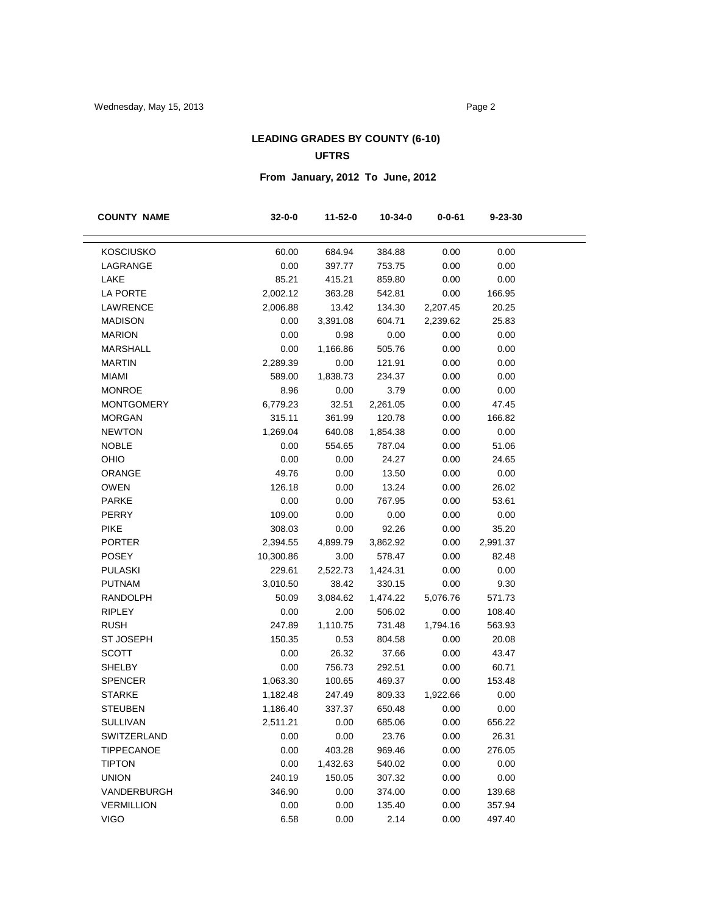# LEADING GRADES BY COUNTY (6-10)

## UFTRS

### From January, 2012 To June, 2012

| COUNTY NAME | 32-0-0 | 11-52-0 | 10-34-0 | 0-0-61 | 9-23-30 |
|---|---|---|---|---|---|
| KOSCIUSKO | 60.00 | 684.94 | 384.88 | 0.00 | 0.00 |
| LAGRANGE | 0.00 | 397.77 | 753.75 | 0.00 | 0.00 |
| LAKE | 85.21 | 415.21 | 859.80 | 0.00 | 0.00 |
| LA PORTE | 2,002.12 | 363.28 | 542.81 | 0.00 | 166.95 |
| LAWRENCE | 2,006.88 | 13.42 | 134.30 | 2,207.45 | 20.25 |
| MADISON | 0.00 | 3,391.08 | 604.71 | 2,239.62 | 25.83 |
| MARION | 0.00 | 0.98 | 0.00 | 0.00 | 0.00 |
| MARSHALL | 0.00 | 1,166.86 | 505.76 | 0.00 | 0.00 |
| MARTIN | 2,289.39 | 0.00 | 121.91 | 0.00 | 0.00 |
| MIAMI | 589.00 | 1,838.73 | 234.37 | 0.00 | 0.00 |
| MONROE | 8.96 | 0.00 | 3.79 | 0.00 | 0.00 |
| MONTGOMERY | 6,779.23 | 32.51 | 2,261.05 | 0.00 | 47.45 |
| MORGAN | 315.11 | 361.99 | 120.78 | 0.00 | 166.82 |
| NEWTON | 1,269.04 | 640.08 | 1,854.38 | 0.00 | 0.00 |
| NOBLE | 0.00 | 554.65 | 787.04 | 0.00 | 51.06 |
| OHIO | 0.00 | 0.00 | 24.27 | 0.00 | 24.65 |
| ORANGE | 49.76 | 0.00 | 13.50 | 0.00 | 0.00 |
| OWEN | 126.18 | 0.00 | 13.24 | 0.00 | 26.02 |
| PARKE | 0.00 | 0.00 | 767.95 | 0.00 | 53.61 |
| PERRY | 109.00 | 0.00 | 0.00 | 0.00 | 0.00 |
| PIKE | 308.03 | 0.00 | 92.26 | 0.00 | 35.20 |
| PORTER | 2,394.55 | 4,899.79 | 3,862.92 | 0.00 | 2,991.37 |
| POSEY | 10,300.86 | 3.00 | 578.47 | 0.00 | 82.48 |
| PULASKI | 229.61 | 2,522.73 | 1,424.31 | 0.00 | 0.00 |
| PUTNAM | 3,010.50 | 38.42 | 330.15 | 0.00 | 9.30 |
| RANDOLPH | 50.09 | 3,084.62 | 1,474.22 | 5,076.76 | 571.73 |
| RIPLEY | 0.00 | 2.00 | 506.02 | 0.00 | 108.40 |
| RUSH | 247.89 | 1,110.75 | 731.48 | 1,794.16 | 563.93 |
| ST JOSEPH | 150.35 | 0.53 | 804.58 | 0.00 | 20.08 |
| SCOTT | 0.00 | 26.32 | 37.66 | 0.00 | 43.47 |
| SHELBY | 0.00 | 756.73 | 292.51 | 0.00 | 60.71 |
| SPENCER | 1,063.30 | 100.65 | 469.37 | 0.00 | 153.48 |
| STARKE | 1,182.48 | 247.49 | 809.33 | 1,922.66 | 0.00 |
| STEUBEN | 1,186.40 | 337.37 | 650.48 | 0.00 | 0.00 |
| SULLIVAN | 2,511.21 | 0.00 | 685.06 | 0.00 | 656.22 |
| SWITZERLAND | 0.00 | 0.00 | 23.76 | 0.00 | 26.31 |
| TIPPECANOE | 0.00 | 403.28 | 969.46 | 0.00 | 276.05 |
| TIPTON | 0.00 | 1,432.63 | 540.02 | 0.00 | 0.00 |
| UNION | 240.19 | 150.05 | 307.32 | 0.00 | 0.00 |
| VANDERBURGH | 346.90 | 0.00 | 374.00 | 0.00 | 139.68 |
| VERMILLION | 0.00 | 0.00 | 135.40 | 0.00 | 357.94 |
| VIGO | 6.58 | 0.00 | 2.14 | 0.00 | 497.40 |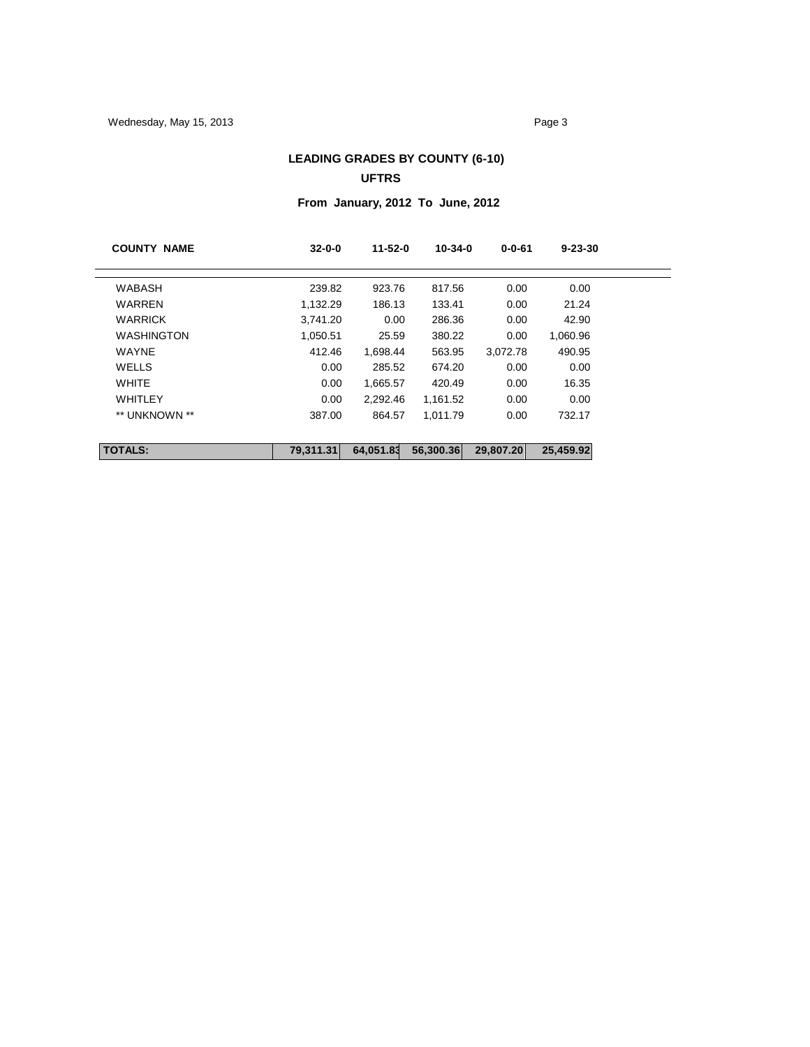## LEADING GRADES BY COUNTY (6-10)

## UFTRS

### From January, 2012 To June, 2012

| COUNTY NAME | 32-0-0 | 11-52-0 | 10-34-0 | 0-0-61 | 9-23-30 |
|---|---|---|---|---|---|
| WABASH | 239.82 | 923.76 | 817.56 | 0.00 | 0.00 |
| WARREN | 1,132.29 | 186.13 | 133.41 | 0.00 | 21.24 |
| WARRICK | 3,741.20 | 0.00 | 286.36 | 0.00 | 42.90 |
| WASHINGTON | 1,050.51 | 25.59 | 380.22 | 0.00 | 1,060.96 |
| WAYNE | 412.46 | 1,698.44 | 563.95 | 3,072.78 | 490.95 |
| WELLS | 0.00 | 285.52 | 674.20 | 0.00 | 0.00 |
| WHITE | 0.00 | 1,665.57 | 420.49 | 0.00 | 16.35 |
| WHITLEY | 0.00 | 2,292.46 | 1,161.52 | 0.00 | 0.00 |
| ** UNKNOWN ** | 387.00 | 864.57 | 1,011.79 | 0.00 | 732.17 |
| **TOTALS:** | **79,311.31** | **64,051.83** | **56,300.36** | **29,807.20** | **25,459.92** |